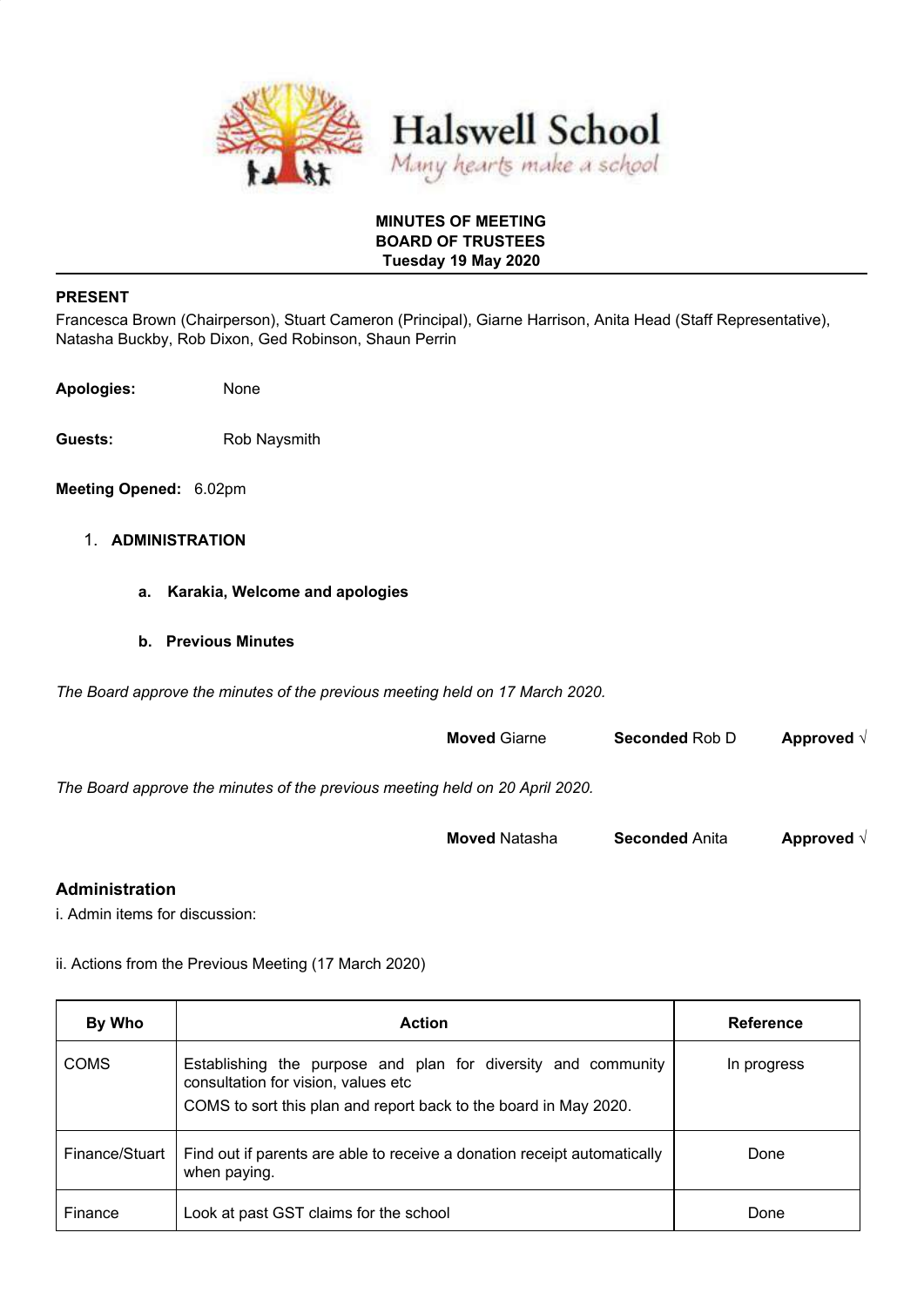# Halswell School

*Many hearts make a school*

**MINUTES OF MEETING**
**BOARD OF TRUSTEES**
**Tuesday 19 May 2020**

**PRESENT**

Francesca Brown (Chairperson), Stuart Cameron (Principal), Giarne Harrison, Anita Head (Staff Representative), Natasha Buckby, Rob Dixon, Ged Robinson, Shaun Perrin

**Apologies:** None

**Guests:** Rob Naysmith

**Meeting Opened:** 6.02pm

1. **ADMINISTRATION**

   a. **Karakia, Welcome and apologies**

   b. **Previous Minutes**

*The Board approve the minutes of the previous meeting held on 17 March 2020.*

**Moved** Giarne **Seconded** Rob D **Approved** √

*The Board approve the minutes of the previous meeting held on 20 April 2020.*

**Moved** Natasha **Seconded** Anita **Approved** √

## Administration

i. Admin items for discussion:

ii. Actions from the Previous Meeting (17 March 2020)

| By Who | Action | Reference |
|---|---|---|
| COMS | Establishing the purpose and plan for diversity and community consultation for vision, values etc<br>COMS to sort this plan and report back to the board in May 2020. | In progress |
| Finance/Stuart | Find out if parents are able to receive a donation receipt automatically when paying. | Done |
| Finance | Look at past GST claims for the school | Done |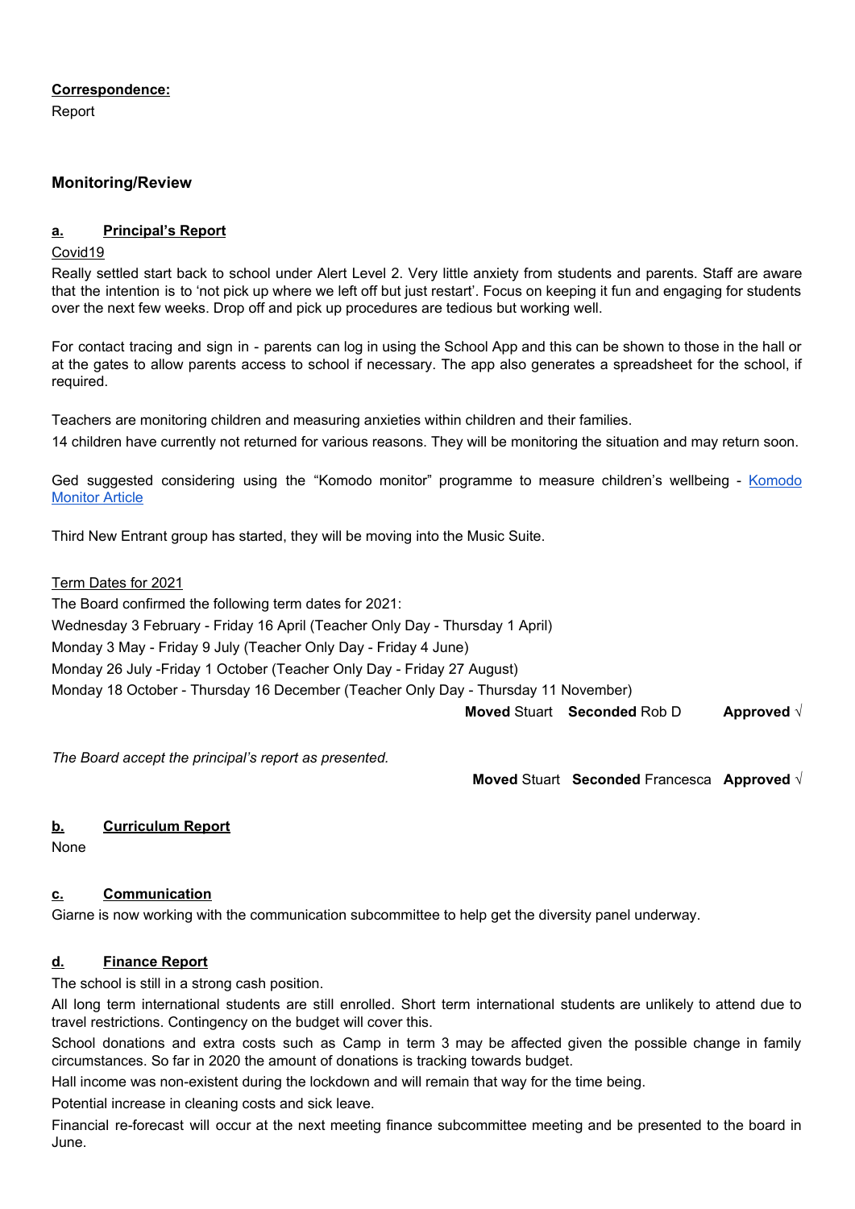**Correspondence:**

Report

## Monitoring/Review

**a. Principal's Report**

Covid19

Really settled start back to school under Alert Level 2. Very little anxiety from students and parents. Staff are aware that the intention is to 'not pick up where we left off but just restart'. Focus on keeping it fun and engaging for students over the next few weeks. Drop off and pick up procedures are tedious but working well.

For contact tracing and sign in - parents can log in using the School App and this can be shown to those in the hall or at the gates to allow parents access to school if necessary. The app also generates a spreadsheet for the school, if required.

Teachers are monitoring children and measuring anxieties within children and their families.

14 children have currently not returned for various reasons. They will be monitoring the situation and may return soon.

Ged suggested considering using the "Komodo monitor" programme to measure children's wellbeing - [Komodo Monitor Article]

Third New Entrant group has started, they will be moving into the Music Suite.

Term Dates for 2021

The Board confirmed the following term dates for 2021:

Wednesday 3 February - Friday 16 April (Teacher Only Day - Thursday 1 April)

Monday 3 May - Friday 9 July (Teacher Only Day - Friday 4 June)

Monday 26 July -Friday 1 October (Teacher Only Day - Friday 27 August)

Monday 18 October - Thursday 16 December (Teacher Only Day - Thursday 11 November)

**Moved** Stuart **Seconded** Rob D **Approved** √

*The Board accept the principal's report as presented.*

**Moved** Stuart **Seconded** Francesca **Approved** √

**b. Curriculum Report**

None

**c. Communication**

Giarne is now working with the communication subcommittee to help get the diversity panel underway.

**d. Finance Report**

The school is still in a strong cash position.

All long term international students are still enrolled. Short term international students are unlikely to attend due to travel restrictions. Contingency on the budget will cover this.

School donations and extra costs such as Camp in term 3 may be affected given the possible change in family circumstances. So far in 2020 the amount of donations is tracking towards budget.

Hall income was non-existent during the lockdown and will remain that way for the time being.

Potential increase in cleaning costs and sick leave.

Financial re-forecast will occur at the next meeting finance subcommittee meeting and be presented to the board in June.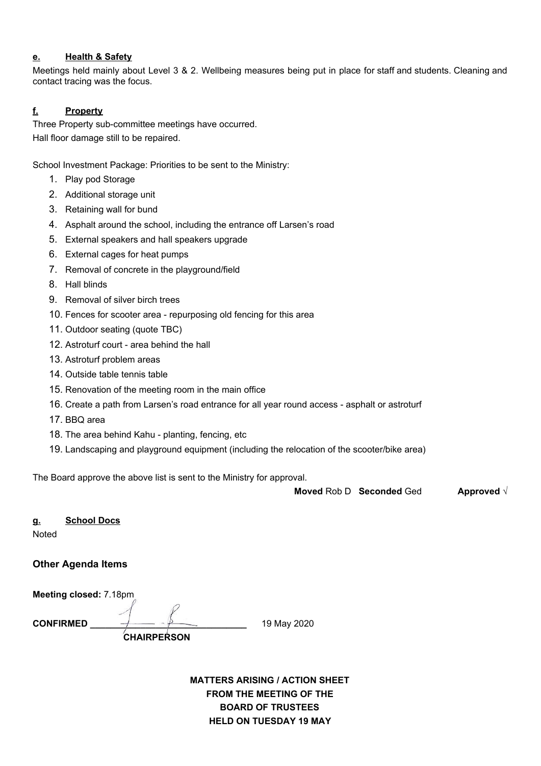**e. Health & Safety**

Meetings held mainly about Level 3 & 2. Wellbeing measures being put in place for staff and students. Cleaning and contact tracing was the focus.

**f. Property**

Three Property sub-committee meetings have occurred.
Hall floor damage still to be repaired.

School Investment Package: Priorities to be sent to the Ministry:

1. Play pod Storage
2. Additional storage unit
3. Retaining wall for bund
4. Asphalt around the school, including the entrance off Larsen's road
5. External speakers and hall speakers upgrade
6. External cages for heat pumps
7. Removal of concrete in the playground/field
8. Hall blinds
9. Removal of silver birch trees
10. Fences for scooter area - repurposing old fencing for this area
11. Outdoor seating (quote TBC)
12. Astroturf court - area behind the hall
13. Astroturf problem areas
14. Outside table tennis table
15. Renovation of the meeting room in the main office
16. Create a path from Larsen's road entrance for all year round access - asphalt or astroturf
17. BBQ area
18. The area behind Kahu - planting, fencing, etc
19. Landscaping and playground equipment (including the relocation of the scooter/bike area)

The Board approve the above list is sent to the Ministry for approval.

**Moved** Rob D **Seconded** Ged **Approved** √

**g. School Docs**

Noted

**Other Agenda Items**

**Meeting closed:** 7.18pm

**CONFIRMED** ______________________________ 19 May 2020

**CHAIRPERSON**

**MATTERS ARISING / ACTION SHEET**
**FROM THE MEETING OF THE**
**BOARD OF TRUSTEES**
**HELD ON TUESDAY 19 MAY**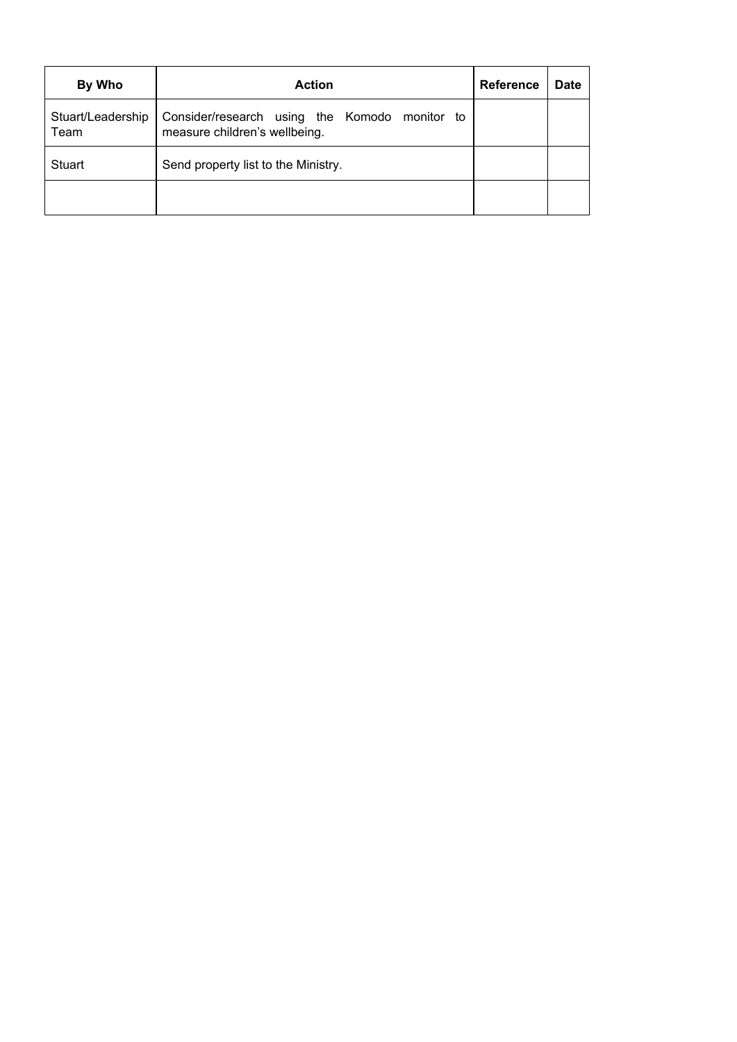| By Who | Action | Reference | Date |
| --- | --- | --- | --- |
| Stuart/Leadership Team | Consider/research using the Komodo monitor to measure children's wellbeing. | | |
| Stuart | Send property list to the Ministry. | | |
| | | | |